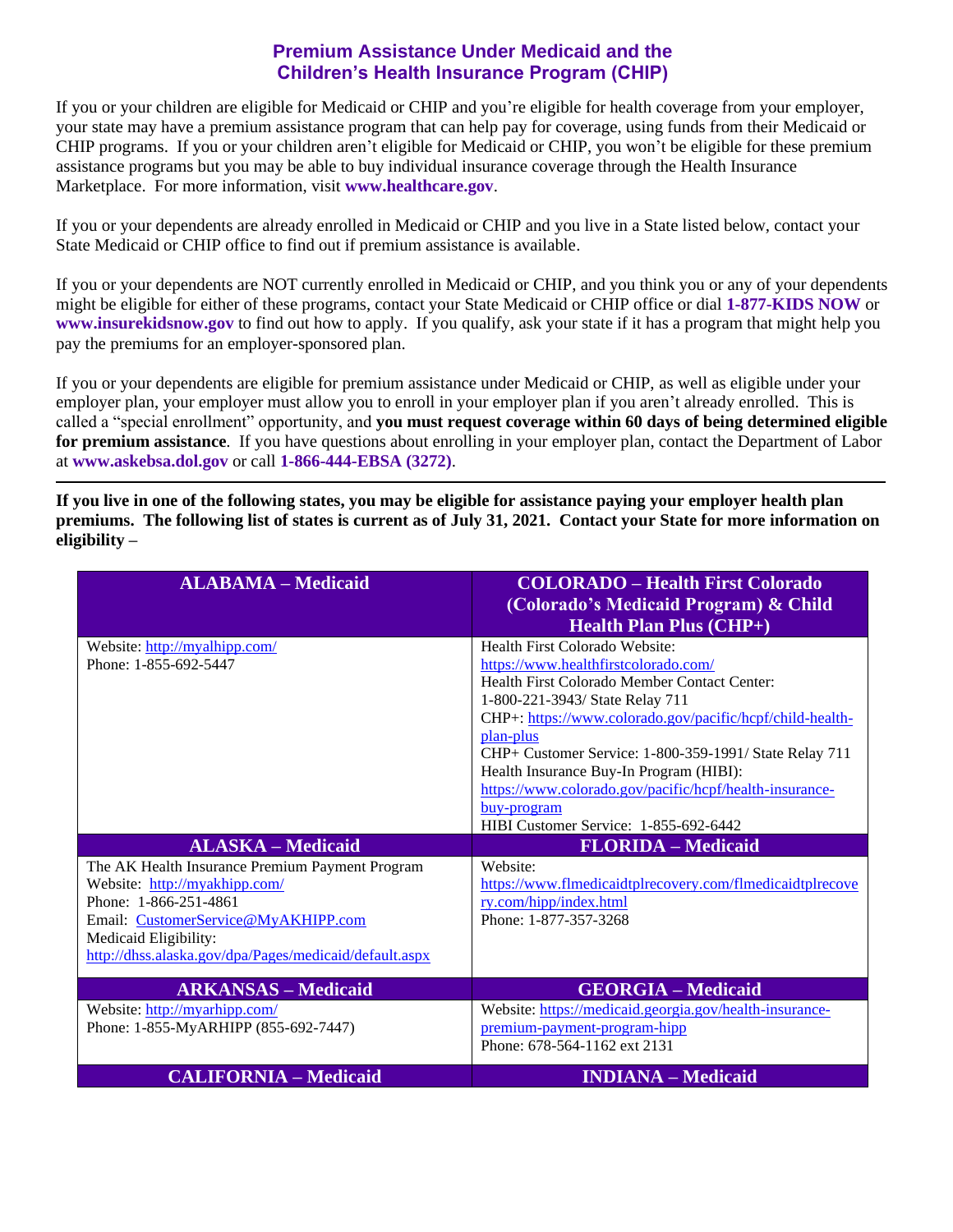# Premium Assistance Under Medicaid and the Children's Health Insurance Program (CHIP)

If you or your children are eligible for Medicaid or CHIP and you're eligible for health coverage from your employer, your state may have a premium assistance program that can help pay for coverage, using funds from their Medicaid or CHIP programs. If you or your children aren't eligible for Medicaid or CHIP, you won't be eligible for these premium assistance programs but you may be able to buy individual insurance coverage through the Health Insurance Marketplace. For more information, visit **www.healthcare.gov**.

If you or your dependents are already enrolled in Medicaid or CHIP and you live in a State listed below, contact your State Medicaid or CHIP office to find out if premium assistance is available.

If you or your dependents are NOT currently enrolled in Medicaid or CHIP, and you think you or any of your dependents might be eligible for either of these programs, contact your State Medicaid or CHIP office or dial **1-877-KIDS NOW** or **www.insurekidsnow.gov** to find out how to apply. If you qualify, ask your state if it has a program that might help you pay the premiums for an employer-sponsored plan.

If you or your dependents are eligible for premium assistance under Medicaid or CHIP, as well as eligible under your employer plan, your employer must allow you to enroll in your employer plan if you aren't already enrolled. This is called a "special enrollment" opportunity, and **you must request coverage within 60 days of being determined eligible for premium assistance**. If you have questions about enrolling in your employer plan, contact the Department of Labor at **www.askebsa.dol.gov** or call **1-866-444-EBSA (3272)**.

---

**If you live in one of the following states, you may be eligible for assistance paying your employer health plan premiums. The following list of states is current as of July 31, 2021. Contact your State for more information on eligibility –**

| ALABAMA – Medicaid | COLORADO – Health First Colorado (Colorado's Medicaid Program) & Child Health Plan Plus (CHP+) |
|---|---|
| Website: http://myalhipp.com/<br>Phone: 1-855-692-5447 | Health First Colorado Website: https://www.healthfirstcolorado.com/<br>Health First Colorado Member Contact Center: 1-800-221-3943/ State Relay 711<br>CHP+: https://www.colorado.gov/pacific/hcpf/child-health-plan-plus<br>CHP+ Customer Service: 1-800-359-1991/ State Relay 711<br>Health Insurance Buy-In Program (HIBI): https://www.colorado.gov/pacific/hcpf/health-insurance-buy-program<br>HIBI Customer Service: 1-855-692-6442 |
| **ALASKA – Medicaid** | **FLORIDA – Medicaid** |
| The AK Health Insurance Premium Payment Program<br>Website: http://myakhipp.com/<br>Phone: 1-866-251-4861<br>Email: CustomerService@MyAKHIPP.com<br>Medicaid Eligibility: http://dhss.alaska.gov/dpa/Pages/medicaid/default.aspx | Website: https://www.flmedicaidtplrecovery.com/flmedicaidtplrecovery.com/hipp/index.html<br>Phone: 1-877-357-3268 |
| **ARKANSAS – Medicaid** | **GEORGIA – Medicaid** |
| Website: http://myarhipp.com/<br>Phone: 1-855-MyARHIPP (855-692-7447) | Website: https://medicaid.georgia.gov/health-insurance-premium-payment-program-hipp<br>Phone: 678-564-1162 ext 2131 |
| **CALIFORNIA – Medicaid** | **INDIANA – Medicaid** |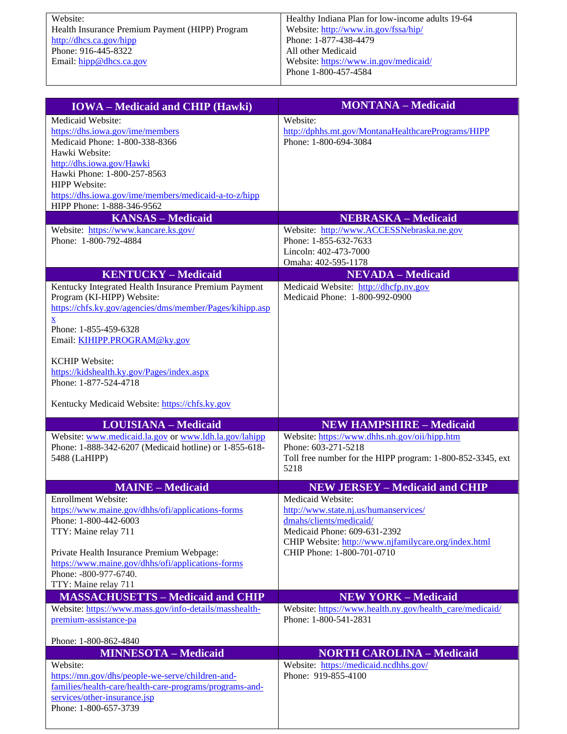| | |
|---|---|
| Website:<br>Health Insurance Premium Payment (HIPP) Program<br>http://dhcs.ca.gov/hipp<br>Phone: 916-445-8322<br>Email: hipp@dhcs.ca.gov | Healthy Indiana Plan for low-income adults 19-64<br>Website: http://www.in.gov/fssa/hip/<br>Phone: 1-877-438-4479<br>All other Medicaid<br>Website: https://www.in.gov/medicaid/<br>Phone 1-800-457-4584 |

| IOWA – Medicaid and CHIP (Hawki) | MONTANA – Medicaid |
|---|---|
| Medicaid Website:<br>https://dhs.iowa.gov/ime/members<br>Medicaid Phone: 1-800-338-8366<br>Hawki Website:<br>http://dhs.iowa.gov/Hawki<br>Hawki Phone: 1-800-257-8563<br>HIPP Website:<br>https://dhs.iowa.gov/ime/members/medicaid-a-to-z/hipp<br>HIPP Phone: 1-888-346-9562 | Website:<br>http://dphhs.mt.gov/MontanaHealthcarePrograms/HIPP<br>Phone: 1-800-694-3084 |
| **KANSAS – Medicaid** | **NEBRASKA – Medicaid** |
| Website: https://www.kancare.ks.gov/<br>Phone: 1-800-792-4884 | Website: http://www.ACCESSNebraska.ne.gov<br>Phone: 1-855-632-7633<br>Lincoln: 402-473-7000<br>Omaha: 402-595-1178 |
| **KENTUCKY – Medicaid** | **NEVADA – Medicaid** |
| Kentucky Integrated Health Insurance Premium Payment Program (KI-HIPP) Website:<br>https://chfs.ky.gov/agencies/dms/member/Pages/kihipp.aspx<br>Phone: 1-855-459-6328<br>Email: KIHIPP.PROGRAM@ky.gov<br><br>KCHIP Website:<br>https://kidshealth.ky.gov/Pages/index.aspx<br>Phone: 1-877-524-4718<br><br>Kentucky Medicaid Website: https://chfs.ky.gov | Medicaid Website: http://dhcfp.nv.gov<br>Medicaid Phone: 1-800-992-0900 |
| **LOUISIANA – Medicaid** | **NEW HAMPSHIRE – Medicaid** |
| Website: www.medicaid.la.gov or www.ldh.la.gov/lahipp<br>Phone: 1-888-342-6207 (Medicaid hotline) or 1-855-618-5488 (LaHIPP) | Website: https://www.dhhs.nh.gov/oii/hipp.htm<br>Phone: 603-271-5218<br>Toll free number for the HIPP program: 1-800-852-3345, ext 5218 |
| **MAINE – Medicaid** | **NEW JERSEY – Medicaid and CHIP** |
| Enrollment Website:<br>https://www.maine.gov/dhhs/ofi/applications-forms<br>Phone: 1-800-442-6003<br>TTY: Maine relay 711<br><br>Private Health Insurance Premium Webpage:<br>https://www.maine.gov/dhhs/ofi/applications-forms<br>Phone: -800-977-6740.<br>TTY: Maine relay 711 | Medicaid Website:<br>http://www.state.nj.us/humanservices/dmahs/clients/medicaid/<br>Medicaid Phone: 609-631-2392<br>CHIP Website: http://www.njfamilycare.org/index.html<br>CHIP Phone: 1-800-701-0710 |
| **MASSACHUSETTS – Medicaid and CHIP** | **NEW YORK – Medicaid** |
| Website: https://www.mass.gov/info-details/masshealth-premium-assistance-pa<br><br>Phone: 1-800-862-4840 | Website: https://www.health.ny.gov/health_care/medicaid/<br>Phone: 1-800-541-2831 |
| **MINNESOTA – Medicaid** | **NORTH CAROLINA – Medicaid** |
| Website:<br>https://mn.gov/dhs/people-we-serve/children-and-families/health-care/health-care-programs/programs-and-services/other-insurance.jsp<br>Phone: 1-800-657-3739 | Website: https://medicaid.ncdhhs.gov/<br>Phone: 919-855-4100 |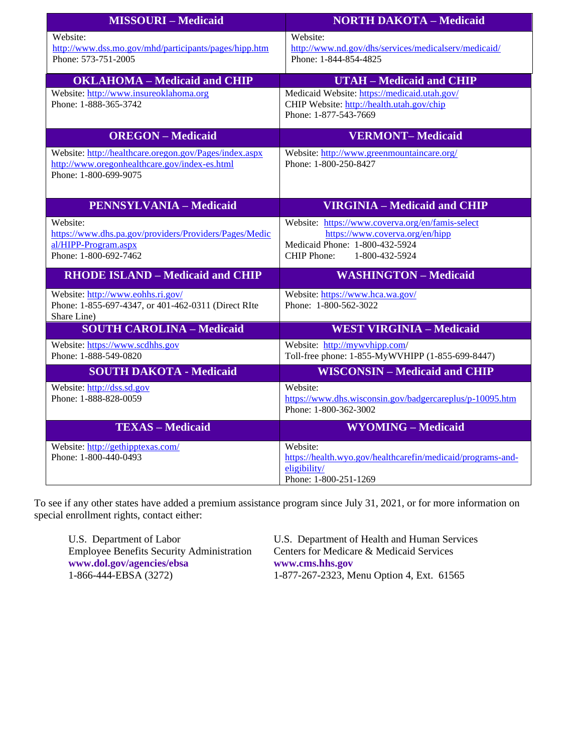| MISSOURI – Medicaid | NORTH DAKOTA – Medicaid |
|---|---|
| Website: http://www.dss.mo.gov/mhd/participants/pages/hipp.htm<br>Phone: 573-751-2005 | Website: http://www.nd.gov/dhs/services/medicalserv/medicaid/<br>Phone: 1-844-854-4825 |
| **OKLAHOMA – Medicaid and CHIP** | **UTAH – Medicaid and CHIP** |
| Website: http://www.insureoklahoma.org<br>Phone: 1-888-365-3742 | Medicaid Website: https://medicaid.utah.gov/<br>CHIP Website: http://health.utah.gov/chip<br>Phone: 1-877-543-7669 |
| **OREGON – Medicaid** | **VERMONT– Medicaid** |
| Website: http://healthcare.oregon.gov/Pages/index.aspx<br>http://www.oregonhealthcare.gov/index-es.html<br>Phone: 1-800-699-9075 | Website: http://www.greenmountaincare.org/<br>Phone: 1-800-250-8427 |
| **PENNSYLVANIA – Medicaid** | **VIRGINIA – Medicaid and CHIP** |
| Website: https://www.dhs.pa.gov/providers/Providers/Pages/Medical/HIPP-Program.aspx<br>Phone: 1-800-692-7462 | Website: https://www.coverva.org/en/famis-select<br>https://www.coverva.org/en/hipp<br>Medicaid Phone: 1-800-432-5924<br>CHIP Phone: 1-800-432-5924 |
| **RHODE ISLAND – Medicaid and CHIP** | **WASHINGTON – Medicaid** |
| Website: http://www.eohhs.ri.gov/<br>Phone: 1-855-697-4347, or 401-462-0311 (Direct RIte Share Line) | Website: https://www.hca.wa.gov/<br>Phone: 1-800-562-3022 |
| **SOUTH CAROLINA – Medicaid** | **WEST VIRGINIA – Medicaid** |
| Website: https://www.scdhhs.gov<br>Phone: 1-888-549-0820 | Website: http://mywvhipp.com/<br>Toll-free phone: 1-855-MyWVHIPP (1-855-699-8447) |
| **SOUTH DAKOTA - Medicaid** | **WISCONSIN – Medicaid and CHIP** |
| Website: http://dss.sd.gov<br>Phone: 1-888-828-0059 | Website: https://www.dhs.wisconsin.gov/badgercareplus/p-10095.htm<br>Phone: 1-800-362-3002 |
| **TEXAS – Medicaid** | **WYOMING – Medicaid** |
| Website: http://gethipptexas.com/<br>Phone: 1-800-440-0493 | Website: https://health.wyo.gov/healthcarefin/medicaid/programs-and-eligibility/<br>Phone: 1-800-251-1269 |

To see if any other states have added a premium assistance program since July 31, 2021, or for more information on special enrollment rights, contact either:

U.S. Department of Labor
Employee Benefits Security Administration
**www.dol.gov/agencies/ebsa**
1-866-444-EBSA (3272)

U.S. Department of Health and Human Services
Centers for Medicare & Medicaid Services
**www.cms.hhs.gov**
1-877-267-2323, Menu Option 4, Ext. 61565